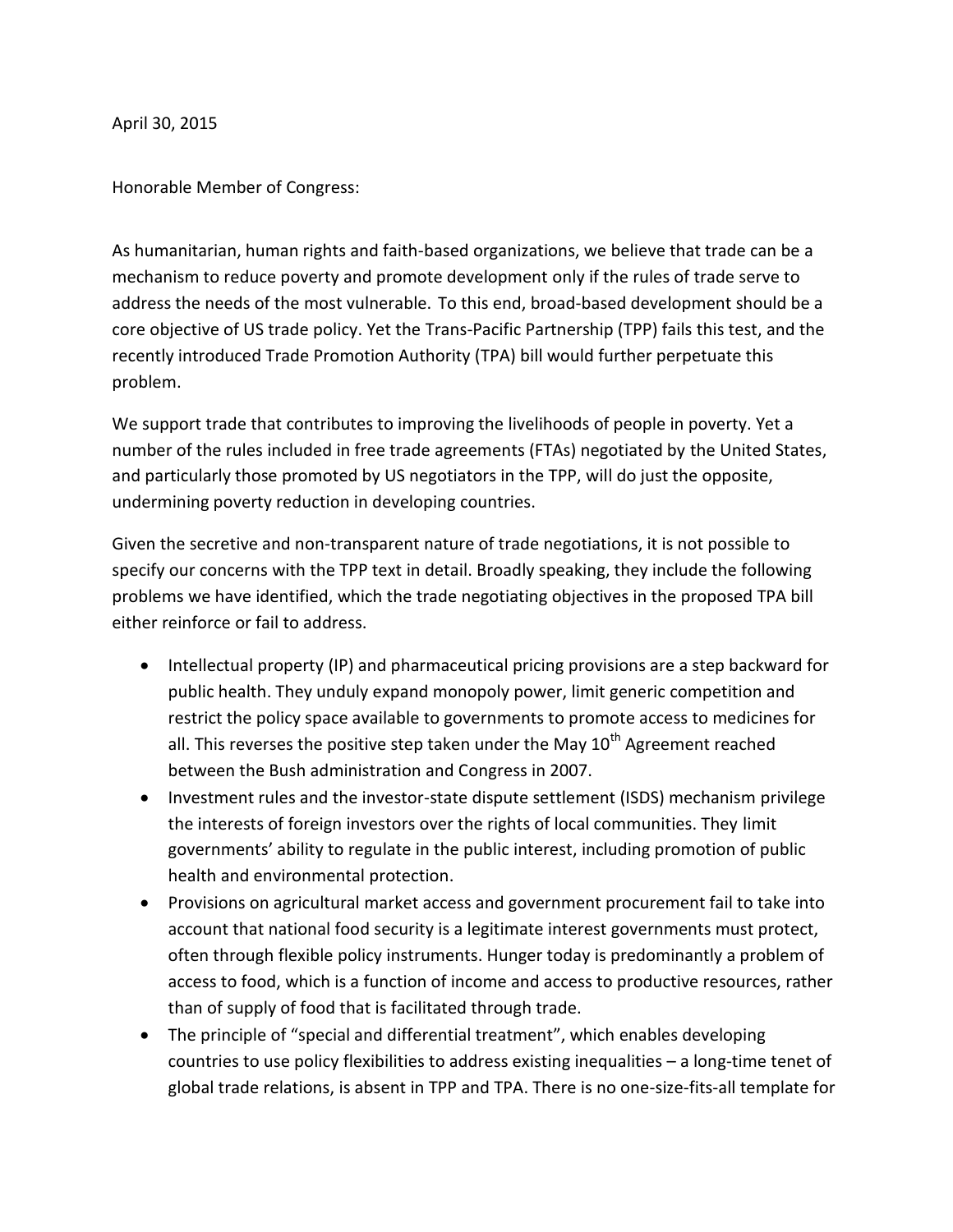April 30, 2015

Honorable Member of Congress:

As humanitarian, human rights and faith-based organizations, we believe that trade can be a mechanism to reduce poverty and promote development only if the rules of trade serve to address the needs of the most vulnerable. To this end, broad-based development should be a core objective of US trade policy. Yet the Trans-Pacific Partnership (TPP) fails this test, and the recently introduced Trade Promotion Authority (TPA) bill would further perpetuate this problem.

We support trade that contributes to improving the livelihoods of people in poverty. Yet a number of the rules included in free trade agreements (FTAs) negotiated by the United States, and particularly those promoted by US negotiators in the TPP, will do just the opposite, undermining poverty reduction in developing countries.

Given the secretive and non-transparent nature of trade negotiations, it is not possible to specify our concerns with the TPP text in detail. Broadly speaking, they include the following problems we have identified, which the trade negotiating objectives in the proposed TPA bill either reinforce or fail to address.

- Intellectual property (IP) and pharmaceutical pricing provisions are a step backward for public health. They unduly expand monopoly power, limit generic competition and restrict the policy space available to governments to promote access to medicines for all. This reverses the positive step taken under the May 10th Agreement reached between the Bush administration and Congress in 2007.
- Investment rules and the investor-state dispute settlement (ISDS) mechanism privilege the interests of foreign investors over the rights of local communities. They limit governments' ability to regulate in the public interest, including promotion of public health and environmental protection.
- Provisions on agricultural market access and government procurement fail to take into account that national food security is a legitimate interest governments must protect, often through flexible policy instruments. Hunger today is predominantly a problem of access to food, which is a function of income and access to productive resources, rather than of supply of food that is facilitated through trade.
- The principle of "special and differential treatment", which enables developing countries to use policy flexibilities to address existing inequalities – a long-time tenet of global trade relations, is absent in TPP and TPA. There is no one-size-fits-all template for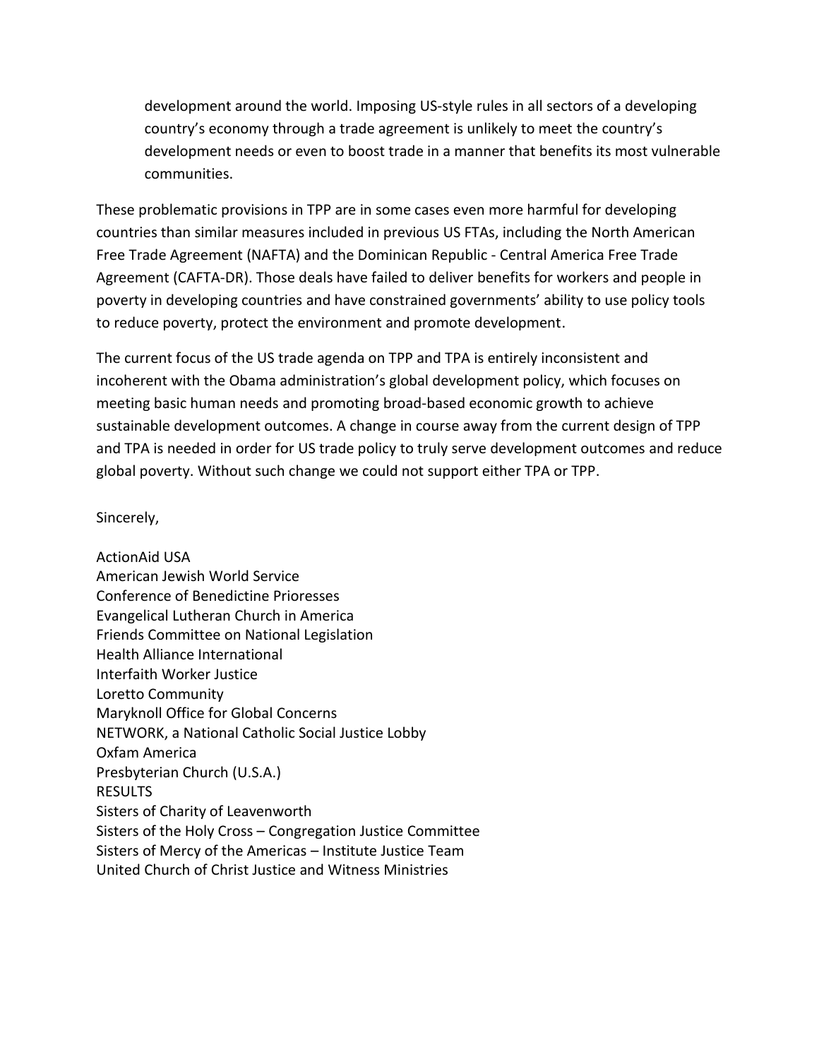development around the world. Imposing US-style rules in all sectors of a developing country's economy through a trade agreement is unlikely to meet the country's development needs or even to boost trade in a manner that benefits its most vulnerable communities.

These problematic provisions in TPP are in some cases even more harmful for developing countries than similar measures included in previous US FTAs, including the North American Free Trade Agreement (NAFTA) and the Dominican Republic - Central America Free Trade Agreement (CAFTA-DR). Those deals have failed to deliver benefits for workers and people in poverty in developing countries and have constrained governments' ability to use policy tools to reduce poverty, protect the environment and promote development.

The current focus of the US trade agenda on TPP and TPA is entirely inconsistent and incoherent with the Obama administration's global development policy, which focuses on meeting basic human needs and promoting broad-based economic growth to achieve sustainable development outcomes. A change in course away from the current design of TPP and TPA is needed in order for US trade policy to truly serve development outcomes and reduce global poverty. Without such change we could not support either TPA or TPP.

Sincerely,

ActionAid USA
American Jewish World Service
Conference of Benedictine Prioresses
Evangelical Lutheran Church in America
Friends Committee on National Legislation
Health Alliance International
Interfaith Worker Justice
Loretto Community
Maryknoll Office for Global Concerns
NETWORK, a National Catholic Social Justice Lobby
Oxfam America
Presbyterian Church (U.S.A.)
RESULTS
Sisters of Charity of Leavenworth
Sisters of the Holy Cross – Congregation Justice Committee
Sisters of Mercy of the Americas – Institute Justice Team
United Church of Christ Justice and Witness Ministries